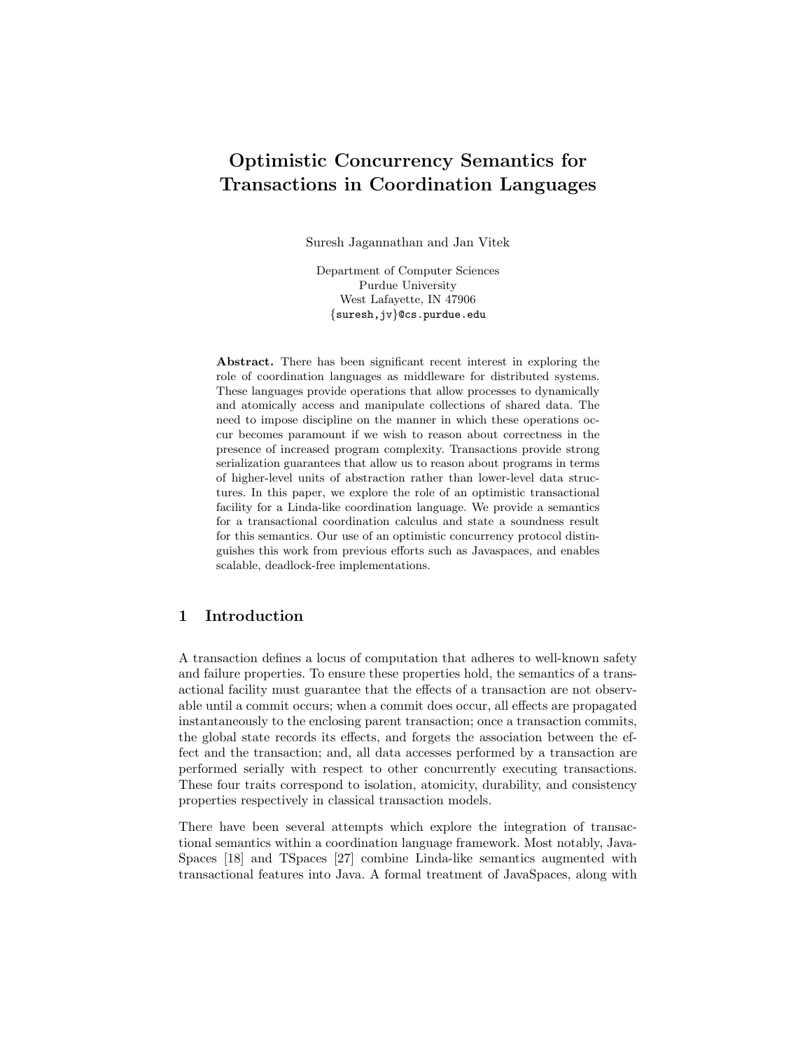# Optimistic Concurrency Semantics for Transactions in Coordination Languages

Suresh Jagannathan and Jan Vitek

Department of Computer Sciences
Purdue University
West Lafayette, IN 47906
{suresh,jv}@cs.purdue.edu

**Abstract.** There has been significant recent interest in exploring the role of coordination languages as middleware for distributed systems. These languages provide operations that allow processes to dynamically and atomically access and manipulate collections of shared data. The need to impose discipline on the manner in which these operations occur becomes paramount if we wish to reason about correctness in the presence of increased program complexity. Transactions provide strong serialization guarantees that allow us to reason about programs in terms of higher-level units of abstraction rather than lower-level data structures. In this paper, we explore the role of an optimistic transactional facility for a Linda-like coordination language. We provide a semantics for a transactional coordination calculus and state a soundness result for this semantics. Our use of an optimistic concurrency protocol distinguishes this work from previous efforts such as Javaspaces, and enables scalable, deadlock-free implementations.

## 1 Introduction

A transaction defines a locus of computation that adheres to well-known safety and failure properties. To ensure these properties hold, the semantics of a transactional facility must guarantee that the effects of a transaction are not observable until a commit occurs; when a commit does occur, all effects are propagated instantaneously to the enclosing parent transaction; once a transaction commits, the global state records its effects, and forgets the association between the effect and the transaction; and, all data accesses performed by a transaction are performed serially with respect to other concurrently executing transactions. These four traits correspond to isolation, atomicity, durability, and consistency properties respectively in classical transaction models.

There have been several attempts which explore the integration of transactional semantics within a coordination language framework. Most notably, JavaSpaces [18] and TSpaces [27] combine Linda-like semantics augmented with transactional features into Java. A formal treatment of JavaSpaces, along with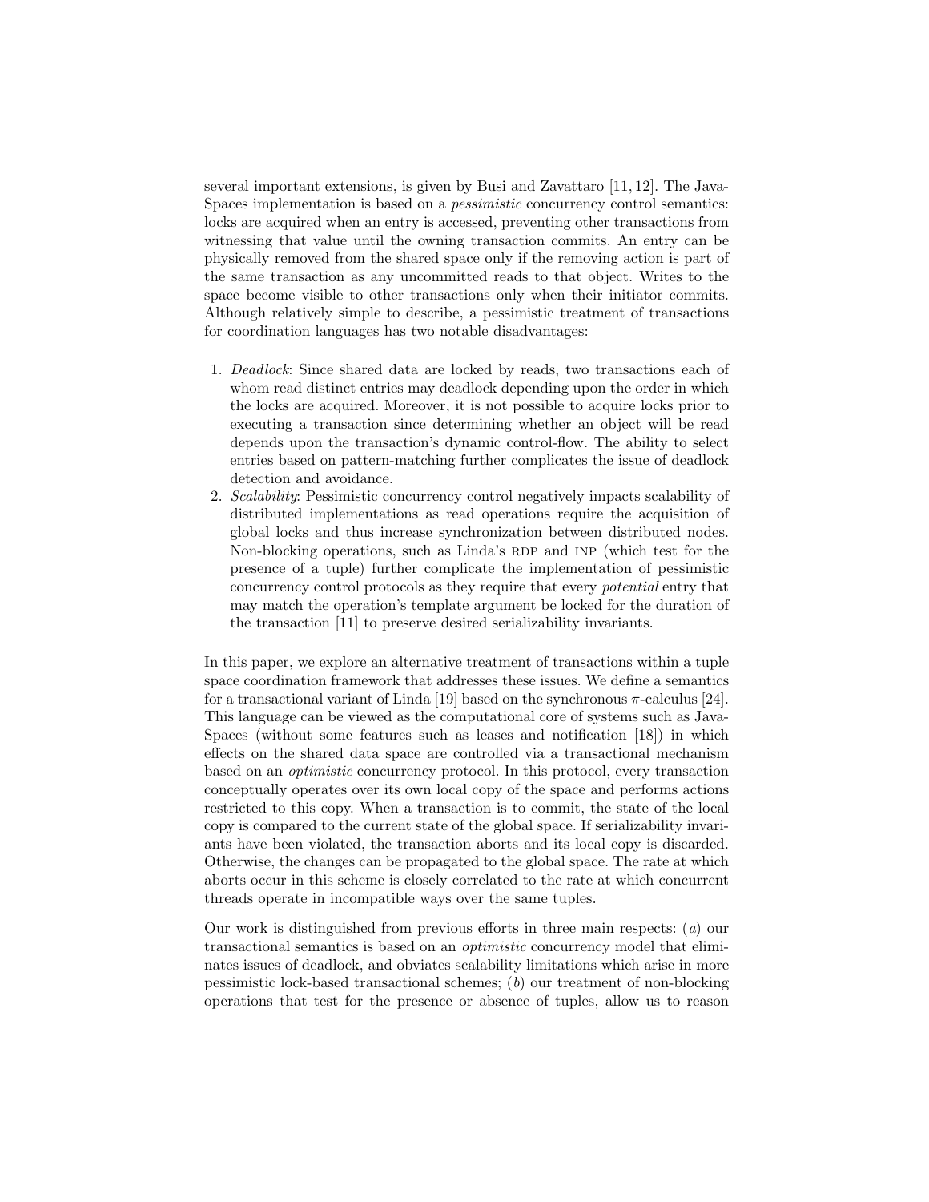several important extensions, is given by Busi and Zavattaro [11, 12]. The JavaSpaces implementation is based on a *pessimistic* concurrency control semantics: locks are acquired when an entry is accessed, preventing other transactions from witnessing that value until the owning transaction commits. An entry can be physically removed from the shared space only if the removing action is part of the same transaction as any uncommitted reads to that object. Writes to the space become visible to other transactions only when their initiator commits. Although relatively simple to describe, a pessimistic treatment of transactions for coordination languages has two notable disadvantages:

1. *Deadlock*: Since shared data are locked by reads, two transactions each of whom read distinct entries may deadlock depending upon the order in which the locks are acquired. Moreover, it is not possible to acquire locks prior to executing a transaction since determining whether an object will be read depends upon the transaction's dynamic control-flow. The ability to select entries based on pattern-matching further complicates the issue of deadlock detection and avoidance.
2. *Scalability*: Pessimistic concurrency control negatively impacts scalability of distributed implementations as read operations require the acquisition of global locks and thus increase synchronization between distributed nodes. Non-blocking operations, such as Linda's RDP and INP (which test for the presence of a tuple) further complicate the implementation of pessimistic concurrency control protocols as they require that every *potential* entry that may match the operation's template argument be locked for the duration of the transaction [11] to preserve desired serializability invariants.

In this paper, we explore an alternative treatment of transactions within a tuple space coordination framework that addresses these issues. We define a semantics for a transactional variant of Linda [19] based on the synchronous $\pi$-calculus [24]. This language can be viewed as the computational core of systems such as JavaSpaces (without some features such as leases and notification [18]) in which effects on the shared data space are controlled via a transactional mechanism based on an *optimistic* concurrency protocol. In this protocol, every transaction conceptually operates over its own local copy of the space and performs actions restricted to this copy. When a transaction is to commit, the state of the local copy is compared to the current state of the global space. If serializability invariants have been violated, the transaction aborts and its local copy is discarded. Otherwise, the changes can be propagated to the global space. The rate at which aborts occur in this scheme is closely correlated to the rate at which concurrent threads operate in incompatible ways over the same tuples.

Our work is distinguished from previous efforts in three main respects: ($a$) our transactional semantics is based on an *optimistic* concurrency model that eliminates issues of deadlock, and obviates scalability limitations which arise in more pessimistic lock-based transactional schemes; ($b$) our treatment of non-blocking operations that test for the presence or absence of tuples, allow us to reason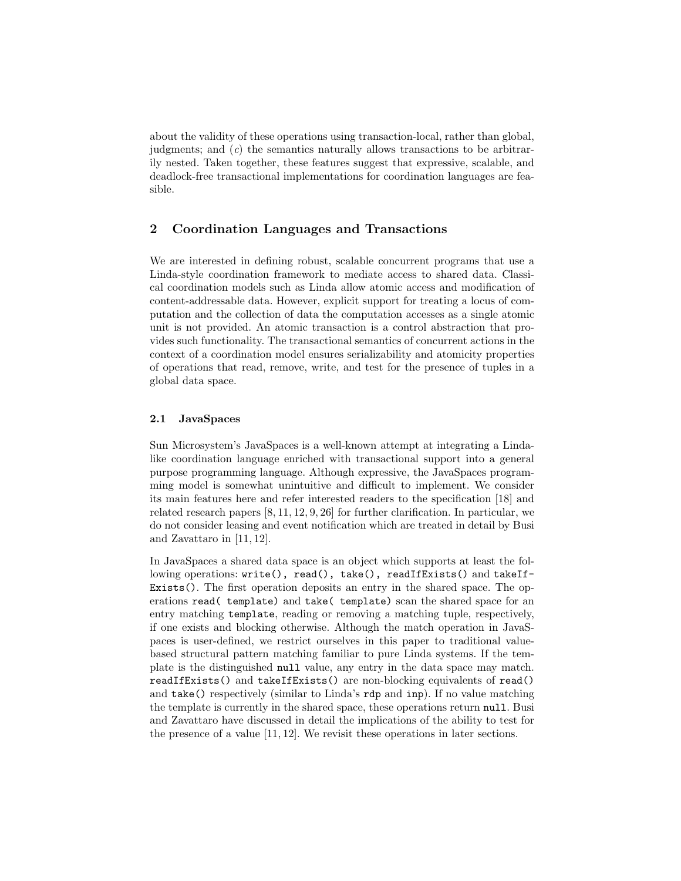about the validity of these operations using transaction-local, rather than global, judgments; and (*c*) the semantics naturally allows transactions to be arbitrarily nested. Taken together, these features suggest that expressive, scalable, and deadlock-free transactional implementations for coordination languages are feasible.

## 2 Coordination Languages and Transactions

We are interested in defining robust, scalable concurrent programs that use a Linda-style coordination framework to mediate access to shared data. Classical coordination models such as Linda allow atomic access and modification of content-addressable data. However, explicit support for treating a locus of computation and the collection of data the computation accesses as a single atomic unit is not provided. An atomic transaction is a control abstraction that provides such functionality. The transactional semantics of concurrent actions in the context of a coordination model ensures serializability and atomicity properties of operations that read, remove, write, and test for the presence of tuples in a global data space.

### 2.1 JavaSpaces

Sun Microsystem's JavaSpaces is a well-known attempt at integrating a Linda-like coordination language enriched with transactional support into a general purpose programming language. Although expressive, the JavaSpaces programming model is somewhat unintuitive and difficult to implement. We consider its main features here and refer interested readers to the specification [18] and related research papers [8, 11, 12, 9, 26] for further clarification. In particular, we do not consider leasing and event notification which are treated in detail by Busi and Zavattaro in [11, 12].

In JavaSpaces a shared data space is an object which supports at least the following operations: `write(), read(), take(), readIfExists()` and `takeIfExists()`. The first operation deposits an entry in the shared space. The operations `read( template)` and `take( template)` scan the shared space for an entry matching `template`, reading or removing a matching tuple, respectively, if one exists and blocking otherwise. Although the match operation in JavaSpaces is user-defined, we restrict ourselves in this paper to traditional value-based structural pattern matching familiar to pure Linda systems. If the template is the distinguished `null` value, any entry in the data space may match. `readIfExists()` and `takeIfExists()` are non-blocking equivalents of `read()` and `take()` respectively (similar to Linda's `rdp` and `inp`). If no value matching the template is currently in the shared space, these operations return `null`. Busi and Zavattaro have discussed in detail the implications of the ability to test for the presence of a value [11, 12]. We revisit these operations in later sections.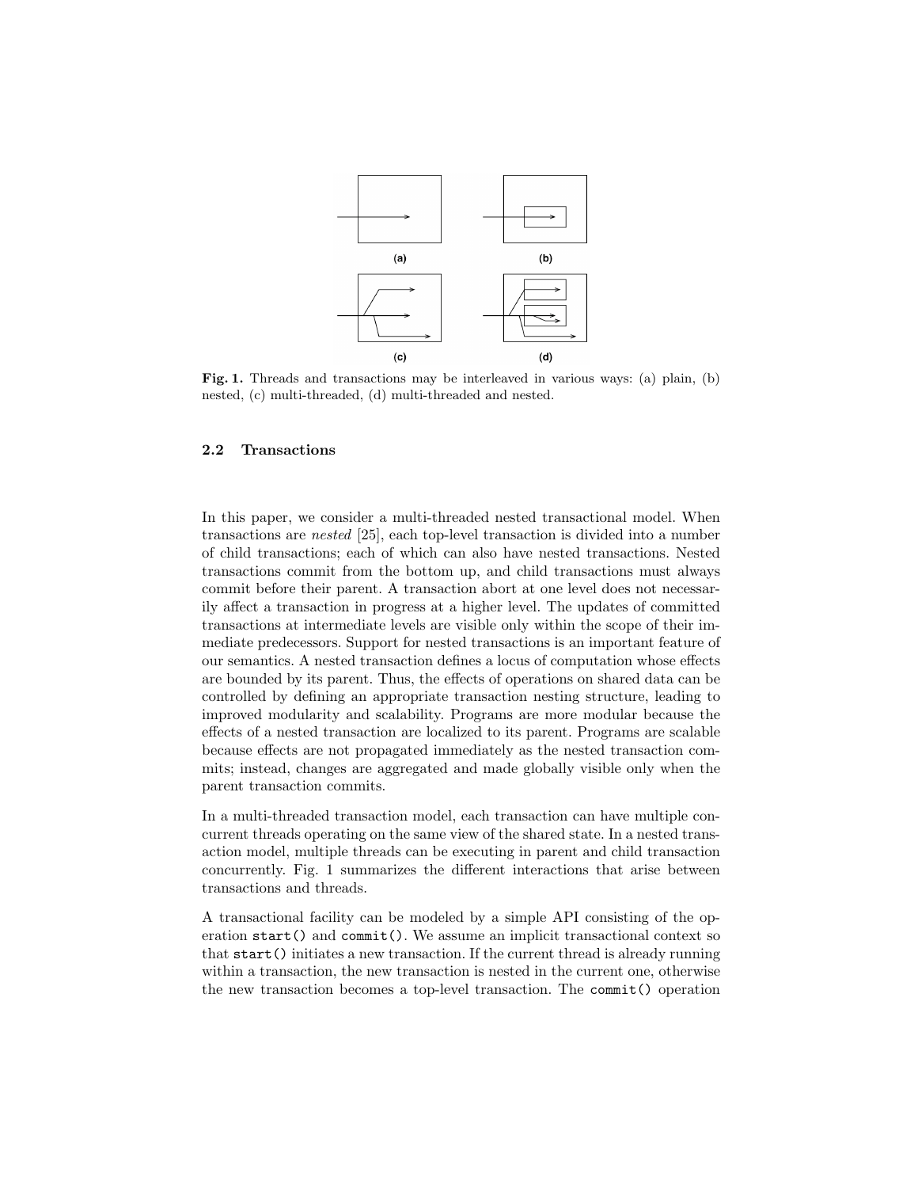**Fig. 1.** Threads and transactions may be interleaved in various ways: (a) plain, (b) nested, (c) multi-threaded, (d) multi-threaded and nested.

### 2.2 Transactions

In this paper, we consider a multi-threaded nested transactional model. When transactions are *nested* [25], each top-level transaction is divided into a number of child transactions; each of which can also have nested transactions. Nested transactions commit from the bottom up, and child transactions must always commit before their parent. A transaction abort at one level does not necessarily affect a transaction in progress at a higher level. The updates of committed transactions at intermediate levels are visible only within the scope of their immediate predecessors. Support for nested transactions is an important feature of our semantics. A nested transaction defines a locus of computation whose effects are bounded by its parent. Thus, the effects of operations on shared data can be controlled by defining an appropriate transaction nesting structure, leading to improved modularity and scalability. Programs are more modular because the effects of a nested transaction are localized to its parent. Programs are scalable because effects are not propagated immediately as the nested transaction commits; instead, changes are aggregated and made globally visible only when the parent transaction commits.

In a multi-threaded transaction model, each transaction can have multiple concurrent threads operating on the same view of the shared state. In a nested transaction model, multiple threads can be executing in parent and child transaction concurrently. Fig. 1 summarizes the different interactions that arise between transactions and threads.

A transactional facility can be modeled by a simple API consisting of the operation `start()` and `commit()`. We assume an implicit transactional context so that `start()` initiates a new transaction. If the current thread is already running within a transaction, the new transaction is nested in the current one, otherwise the new transaction becomes a top-level transaction. The `commit()` operation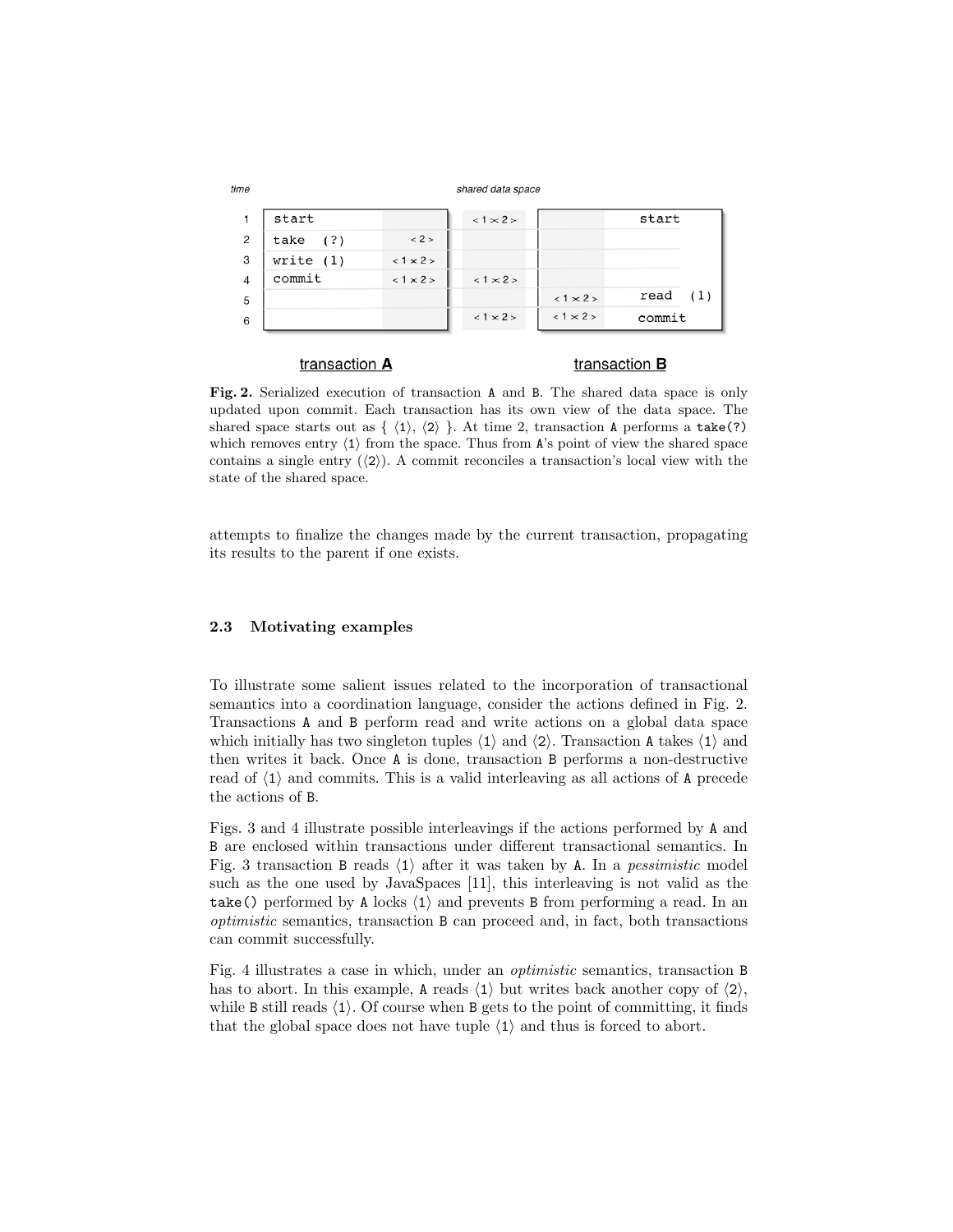| time | transaction A | | shared data space | transaction B | |
|---|---|---|---|---|---|
| 1 | start | | < 1 × 2 > | | start |
| 2 | take (?) | < 2 > | | | |
| 3 | write (1) | < 1 × 2 > | | | |
| 4 | commit | < 1 × 2 > | < 1 × 2 > | | |
| 5 | | | | < 1 × 2 > | read (1) |
| 6 | | | < 1 × 2 > | < 1 × 2 > | commit |

**Fig. 2.** Serialized execution of transaction A and B. The shared data space is only updated upon commit. Each transaction has its own view of the data space. The shared space starts out as { ⟨1⟩, ⟨2⟩ }. At time 2, transaction A performs a `take(?)` which removes entry ⟨1⟩ from the space. Thus from A's point of view the shared space contains a single entry (⟨2⟩). A commit reconciles a transaction's local view with the state of the shared space.

attempts to finalize the changes made by the current transaction, propagating its results to the parent if one exists.

### 2.3 Motivating examples

To illustrate some salient issues related to the incorporation of transactional semantics into a coordination language, consider the actions defined in Fig. 2. Transactions A and B perform read and write actions on a global data space which initially has two singleton tuples ⟨1⟩ and ⟨2⟩. Transaction A takes ⟨1⟩ and then writes it back. Once A is done, transaction B performs a non-destructive read of ⟨1⟩ and commits. This is a valid interleaving as all actions of A precede the actions of B.

Figs. 3 and 4 illustrate possible interleavings if the actions performed by A and B are enclosed within transactions under different transactional semantics. In Fig. 3 transaction B reads ⟨1⟩ after it was taken by A. In a *pessimistic* model such as the one used by JavaSpaces [11], this interleaving is not valid as the `take()` performed by A locks ⟨1⟩ and prevents B from performing a read. In an *optimistic* semantics, transaction B can proceed and, in fact, both transactions can commit successfully.

Fig. 4 illustrates a case in which, under an *optimistic* semantics, transaction B has to abort. In this example, A reads ⟨1⟩ but writes back another copy of ⟨2⟩, while B still reads ⟨1⟩. Of course when B gets to the point of committing, it finds that the global space does not have tuple ⟨1⟩ and thus is forced to abort.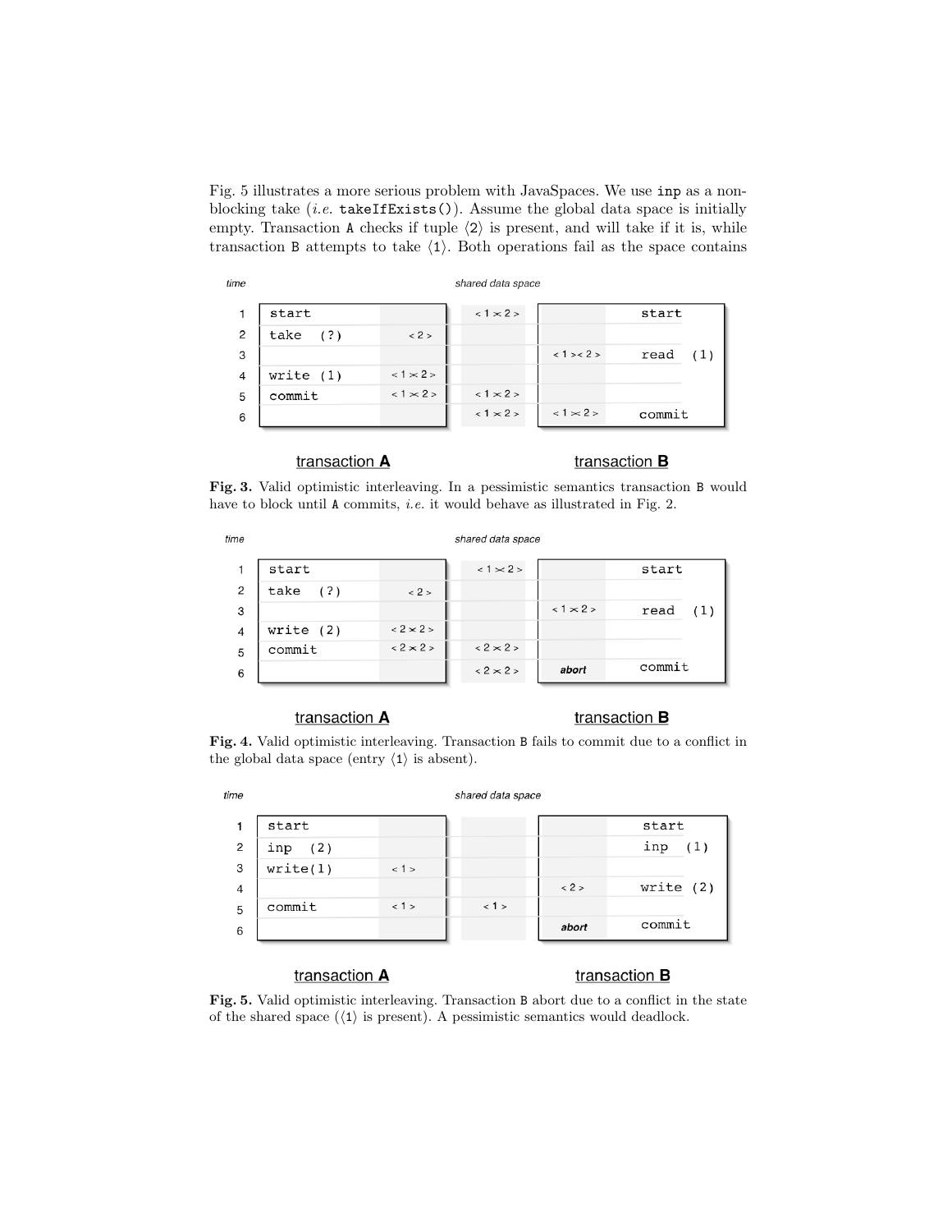Fig. 5 illustrates a more serious problem with JavaSpaces. We use `inp` as a non-blocking take (*i.e.* `takeIfExists()`). Assume the global data space is initially empty. Transaction `A` checks if tuple ⟨2⟩ is present, and will take if it is, while transaction `B` attempts to take ⟨1⟩. Both operations fail as the space contains

| time | transaction A | | shared data space | | transaction B |
|---|---|---|---|---|---|
| 1 | start | | <1><2> | | start |
| 2 | take (?) | <2> | | | |
| 3 | | | | <1><2> | read (1) |
| 4 | write (1) | <1><2> | | | |
| 5 | commit | <1><2> | <1><2> | | |
| 6 | | | <1><2> | <1><2> | commit |

**Fig. 3.** Valid optimistic interleaving. In a pessimistic semantics transaction `B` would have to block until `A` commits, *i.e.* it would behave as illustrated in Fig. 2.

| time | transaction A | | shared data space | | transaction B |
|---|---|---|---|---|---|
| 1 | start | | <1><2> | | start |
| 2 | take (?) | <2> | | | |
| 3 | | | | <1><2> | read (1) |
| 4 | write (2) | <2><2> | | | |
| 5 | commit | <2><2> | <2><2> | | |
| 6 | | | <2><2> | abort | commit |

**Fig. 4.** Valid optimistic interleaving. Transaction `B` fails to commit due to a conflict in the global data space (entry ⟨1⟩ is absent).

| time | transaction A | | shared data space | | transaction B |
|---|---|---|---|---|---|
| 1 | start | | | | start |
| 2 | inp (2) | | | | inp (1) |
| 3 | write(1) | <1> | | | |
| 4 | | | | <2> | write (2) |
| 5 | commit | <1> | <1> | | |
| 6 | | | | abort | commit |

**Fig. 5.** Valid optimistic interleaving. Transaction `B` abort due to a conflict in the state of the shared space (⟨1⟩ is present). A pessimistic semantics would deadlock.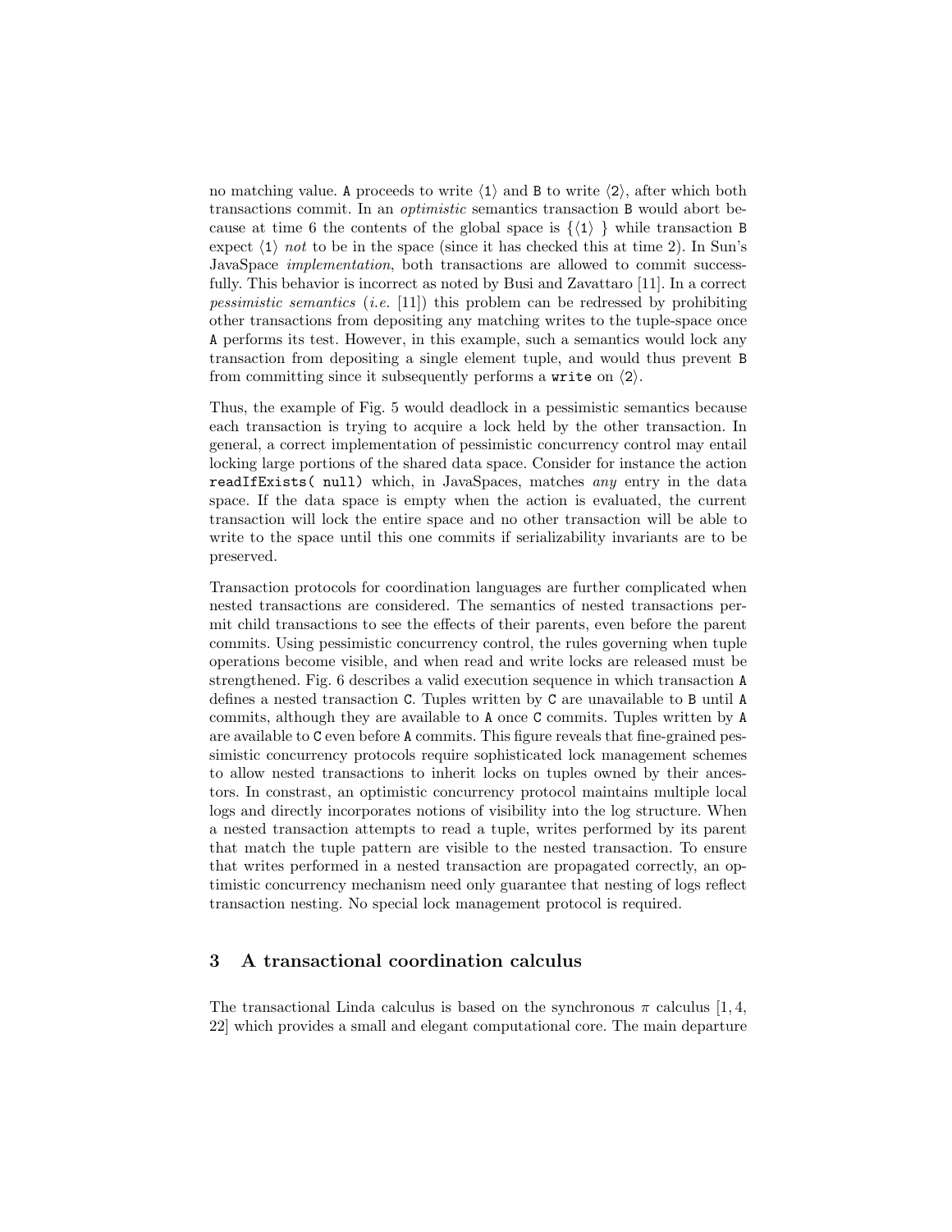no matching value. A proceeds to write ⟨1⟩ and B to write ⟨2⟩, after which both transactions commit. In an *optimistic* semantics transaction B would abort because at time 6 the contents of the global space is {⟨1⟩ } while transaction B expect ⟨1⟩ *not* to be in the space (since it has checked this at time 2). In Sun's JavaSpace *implementation*, both transactions are allowed to commit successfully. This behavior is incorrect as noted by Busi and Zavattaro [11]. In a correct *pessimistic semantics* (*i.e.* [11]) this problem can be redressed by prohibiting other transactions from depositing any matching writes to the tuple-space once A performs its test. However, in this example, such a semantics would lock any transaction from depositing a single element tuple, and would thus prevent B from committing since it subsequently performs a `write` on ⟨2⟩.

Thus, the example of Fig. 5 would deadlock in a pessimistic semantics because each transaction is trying to acquire a lock held by the other transaction. In general, a correct implementation of pessimistic concurrency control may entail locking large portions of the shared data space. Consider for instance the action `readIfExists( null)` which, in JavaSpaces, matches *any* entry in the data space. If the data space is empty when the action is evaluated, the current transaction will lock the entire space and no other transaction will be able to write to the space until this one commits if serializability invariants are to be preserved.

Transaction protocols for coordination languages are further complicated when nested transactions are considered. The semantics of nested transactions permit child transactions to see the effects of their parents, even before the parent commits. Using pessimistic concurrency control, the rules governing when tuple operations become visible, and when read and write locks are released must be strengthened. Fig. 6 describes a valid execution sequence in which transaction A defines a nested transaction C. Tuples written by C are unavailable to B until A commits, although they are available to A once C commits. Tuples written by A are available to C even before A commits. This figure reveals that fine-grained pessimistic concurrency protocols require sophisticated lock management schemes to allow nested transactions to inherit locks on tuples owned by their ancestors. In constrast, an optimistic concurrency protocol maintains multiple local logs and directly incorporates notions of visibility into the log structure. When a nested transaction attempts to read a tuple, writes performed by its parent that match the tuple pattern are visible to the nested transaction. To ensure that writes performed in a nested transaction are propagated correctly, an optimistic concurrency mechanism need only guarantee that nesting of logs reflect transaction nesting. No special lock management protocol is required.

## 3 A transactional coordination calculus

The transactional Linda calculus is based on the synchronous $\pi$ calculus [1, 4, 22] which provides a small and elegant computational core. The main departure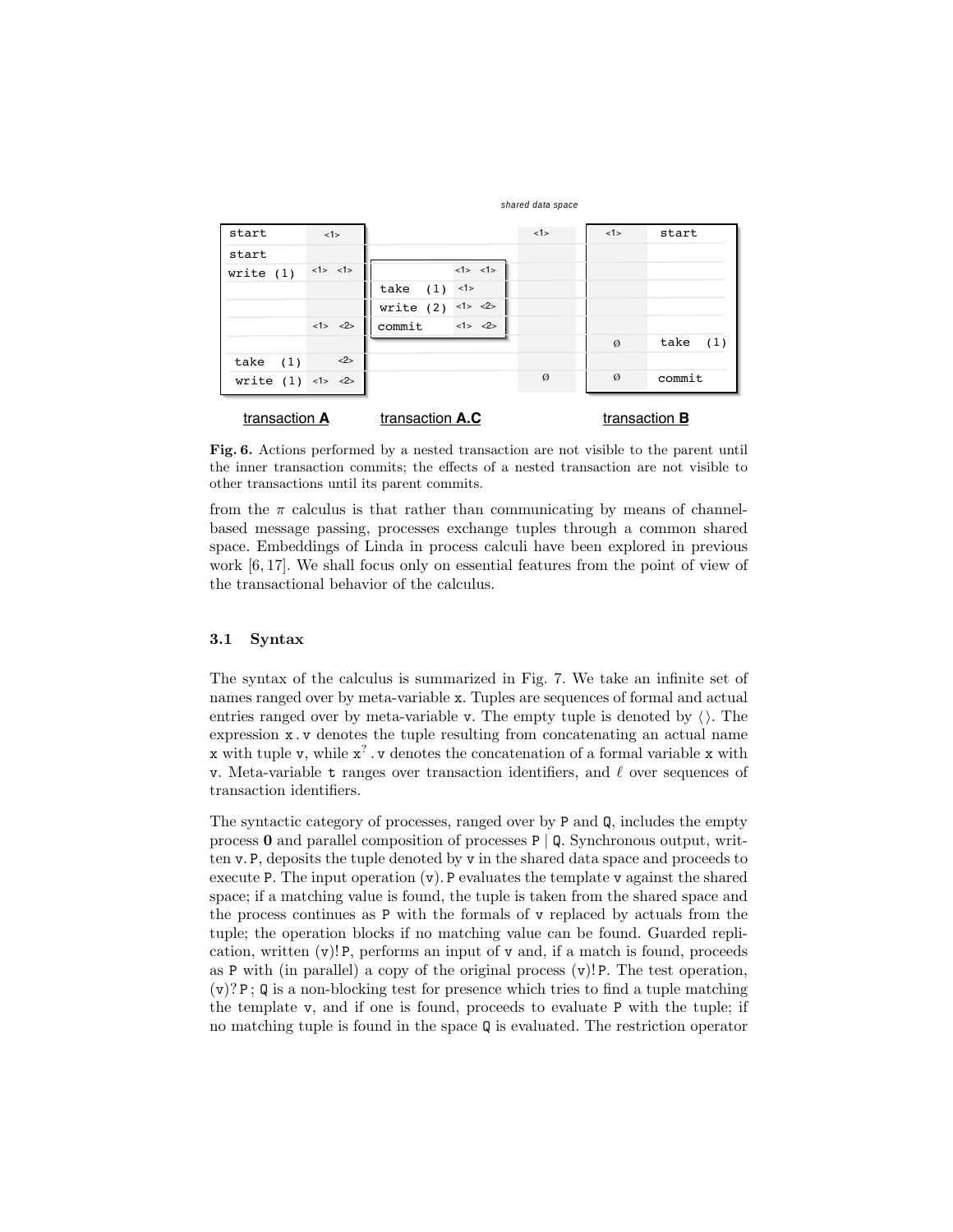shared data space

| transaction **A** | | transaction **A.C** | | | | transaction **B** |
|---|---|---|---|---|---|---|
| start | <1> | | | <1> | <1> | start |
| start | | | | | | |
| write (1) | <1> <1> | | <1> <1> | | | |
| | | take (1) | <1> | | | |
| | | write (2) | <1> <2> | | | |
| | <1> <2> | commit | <1> <2> | | | |
| | | | | | ø | take (1) |
| take (1) | <2> | | | | | |
| write (1) | <1> <2> | | | ø | ø | commit |

**Fig. 6.** Actions performed by a nested transaction are not visible to the parent until the inner transaction commits; the effects of a nested transaction are not visible to other transactions until its parent commits.

from the $\pi$ calculus is that rather than communicating by means of channel-based message passing, processes exchange tuples through a common shared space. Embeddings of Linda in process calculi have been explored in previous work [6, 17]. We shall focus only on essential features from the point of view of the transactional behavior of the calculus.

### 3.1 Syntax

The syntax of the calculus is summarized in Fig. 7. We take an infinite set of names ranged over by meta-variable x. Tuples are sequences of formal and actual entries ranged over by meta-variable v. The empty tuple is denoted by $\langle\rangle$. The expression x . v denotes the tuple resulting from concatenating an actual name x with tuple v, while $\mathtt{x}^?$ . v denotes the concatenation of a formal variable x with v. Meta-variable t ranges over transaction identifiers, and $\ell$ over sequences of transaction identifiers.

The syntactic category of processes, ranged over by P and Q, includes the empty process **0** and parallel composition of processes P | Q. Synchronous output, written v. P, deposits the tuple denoted by v in the shared data space and proceeds to execute P. The input operation (v). P evaluates the template v against the shared space; if a matching value is found, the tuple is taken from the shared space and the process continues as P with the formals of v replaced by actuals from the tuple; the operation blocks if no matching value can be found. Guarded replication, written (v)! P, performs an input of v and, if a match is found, proceeds as P with (in parallel) a copy of the original process (v)! P. The test operation, (v)? P ; Q is a non-blocking test for presence which tries to find a tuple matching the template v, and if one is found, proceeds to evaluate P with the tuple; if no matching tuple is found in the space Q is evaluated. The restriction operator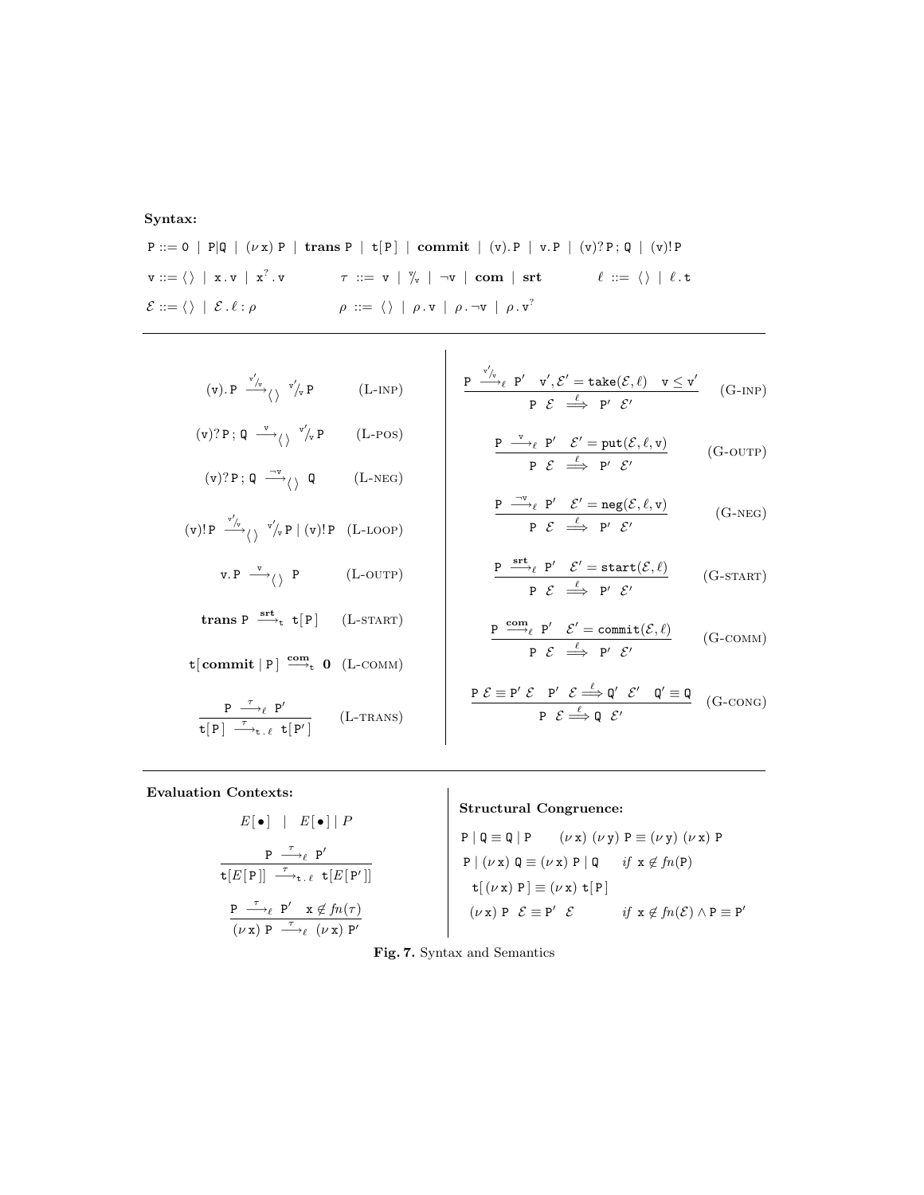**Syntax:**

$$\mathtt{P} ::= \mathtt{0} \mid \mathtt{P|Q} \mid (\nu\,\mathtt{x})\ \mathtt{P} \mid \textbf{trans}\ \mathtt{P} \mid \mathtt{t}[\,\mathtt{P}\,] \mid \textbf{commit} \mid (\mathtt{v}).\,\mathtt{P} \mid \mathtt{v}.\,\mathtt{P} \mid (\mathtt{v})?\,\mathtt{P}\,;\,\mathtt{Q} \mid (\mathtt{v})!\,\mathtt{P}$$

$$\mathtt{v} ::= \langle\,\rangle \mid \mathtt{x}\,.\,\mathtt{v} \mid \mathtt{x}^{?}\,.\,\mathtt{v} \qquad \tau ::= \mathtt{v} \mid {}^{\mathtt{v}}\!/_{\mathtt{v}} \mid \neg\mathtt{v} \mid \textbf{com} \mid \textbf{srt} \qquad \ell ::= \langle\,\rangle \mid \ell\,.\,\mathtt{t}$$

$$\mathcal{E} ::= \langle\,\rangle \mid \mathcal{E}\,.\,\ell : \rho \qquad \rho ::= \langle\,\rangle \mid \rho\,.\,\mathtt{v} \mid \rho\,.\,\neg\mathtt{v} \mid \rho\,.\,\mathtt{v}^{?}$$

---

$$(\mathtt{v}).\,\mathtt{P} \xrightarrow{{}^{\mathtt{v}'}\!/_{\mathtt{v}}}_{\langle\,\rangle} {}^{\mathtt{v}'}\!/_{\mathtt{v}}\,\mathtt{P} \qquad \text{(L-INP)}$$

$$(\mathtt{v})?\,\mathtt{P}\,;\,\mathtt{Q} \xrightarrow{\mathtt{v}}_{\langle\,\rangle} {}^{\mathtt{v}'}\!/_{\mathtt{v}}\,\mathtt{P} \qquad \text{(L-POS)}$$

$$(\mathtt{v})?\,\mathtt{P}\,;\,\mathtt{Q} \xrightarrow{\neg\mathtt{v}}_{\langle\,\rangle} \mathtt{Q} \qquad \text{(L-NEG)}$$

$$(\mathtt{v})!\,\mathtt{P} \xrightarrow{{}^{\mathtt{v}'}\!/_{\mathtt{v}}}_{\langle\,\rangle} {}^{\mathtt{v}'}\!/_{\mathtt{v}}\,\mathtt{P} \mid (\mathtt{v})!\,\mathtt{P} \qquad \text{(L-LOOP)}$$

$$\mathtt{v}.\,\mathtt{P} \xrightarrow{\mathtt{v}}_{\langle\,\rangle} \mathtt{P} \qquad \text{(L-OUTP)}$$

$$\textbf{trans}\ \mathtt{P} \xrightarrow{\textbf{srt}}_{\mathtt{t}} \mathtt{t}[\,\mathtt{P}\,] \qquad \text{(L-START)}$$

$$\mathtt{t}[\,\textbf{commit} \mid \mathtt{P}\,] \xrightarrow{\textbf{com}}_{\mathtt{t}} \mathbf{0} \qquad \text{(L-COMM)}$$

$$\frac{\mathtt{P} \xrightarrow{\tau}_{\ell} \mathtt{P}'}{\mathtt{t}[\,\mathtt{P}\,] \xrightarrow{\tau}_{\mathtt{t}\,.\,\ell} \mathtt{t}[\,\mathtt{P}'\,]} \qquad \text{(L-TRANS)}$$

$$\frac{\mathtt{P} \xrightarrow{{}^{\mathtt{v}'}\!/_{\mathtt{v}}}_{\ell} \mathtt{P}' \quad \mathtt{v}', \mathcal{E}' = \mathtt{take}(\mathcal{E}, \ell) \quad \mathtt{v} \leq \mathtt{v}'}{\mathtt{P}\ \mathcal{E} \stackrel{\ell}{\Longrightarrow} \mathtt{P}'\ \mathcal{E}'} \qquad \text{(G-INP)}$$

$$\frac{\mathtt{P} \xrightarrow{\mathtt{v}}_{\ell} \mathtt{P}' \quad \mathcal{E}' = \mathtt{put}(\mathcal{E}, \ell, \mathtt{v})}{\mathtt{P}\ \mathcal{E} \stackrel{\ell}{\Longrightarrow} \mathtt{P}'\ \mathcal{E}'} \qquad \text{(G-OUTP)}$$

$$\frac{\mathtt{P} \xrightarrow{\neg\mathtt{v}}_{\ell} \mathtt{P}' \quad \mathcal{E}' = \mathtt{neg}(\mathcal{E}, \ell, \mathtt{v})}{\mathtt{P}\ \mathcal{E} \stackrel{\ell}{\Longrightarrow} \mathtt{P}'\ \mathcal{E}'} \qquad \text{(G-NEG)}$$

$$\frac{\mathtt{P} \xrightarrow{\textbf{srt}}_{\ell} \mathtt{P}' \quad \mathcal{E}' = \mathtt{start}(\mathcal{E}, \ell)}{\mathtt{P}\ \mathcal{E} \stackrel{\ell}{\Longrightarrow} \mathtt{P}'\ \mathcal{E}'} \qquad \text{(G-START)}$$

$$\frac{\mathtt{P} \xrightarrow{\textbf{com}}_{\ell} \mathtt{P}' \quad \mathcal{E}' = \mathtt{commit}(\mathcal{E}, \ell)}{\mathtt{P}\ \mathcal{E} \stackrel{\ell}{\Longrightarrow} \mathtt{P}'\ \mathcal{E}'} \qquad \text{(G-COMM)}$$

$$\frac{\mathtt{P}\ \mathcal{E} \equiv \mathtt{P}'\ \mathcal{E} \quad \mathtt{P}'\ \mathcal{E} \stackrel{\ell}{\Longrightarrow} \mathtt{Q}'\ \mathcal{E}' \quad \mathtt{Q}' \equiv \mathtt{Q}}{\mathtt{P}\ \mathcal{E} \stackrel{\ell}{\Longrightarrow} \mathtt{Q}\ \mathcal{E}'} \qquad \text{(G-CONG)}$$

---

**Evaluation Contexts:**

$$E[\,\bullet\,] \quad | \quad E[\,\bullet\,] \mid P$$

$$\frac{\mathtt{P} \xrightarrow{\tau}_{\ell} \mathtt{P}'}{\mathtt{t}[E[\,\mathtt{P}\,]] \xrightarrow{\tau}_{\mathtt{t}\,.\,\ell} \mathtt{t}[E[\,\mathtt{P}'\,]]}$$

$$\frac{\mathtt{P} \xrightarrow{\tau}_{\ell} \mathtt{P}' \quad \mathtt{x} \notin fn(\tau)}{(\nu\,\mathtt{x})\ \mathtt{P} \xrightarrow{\tau}_{\ell} (\nu\,\mathtt{x})\ \mathtt{P}'}$$

**Structural Congruence:**

$$\mathtt{P} \mid \mathtt{Q} \equiv \mathtt{Q} \mid \mathtt{P} \qquad (\nu\,\mathtt{x})\ (\nu\,\mathtt{y})\ \mathtt{P} \equiv (\nu\,\mathtt{y})\ (\nu\,\mathtt{x})\ \mathtt{P}$$

$$\mathtt{P} \mid (\nu\,\mathtt{x})\ \mathtt{Q} \equiv (\nu\,\mathtt{x})\ \mathtt{P} \mid \mathtt{Q} \qquad \textit{if } \mathtt{x} \notin fn(\mathtt{P})$$

$$\mathtt{t}[\,(\nu\,\mathtt{x})\ \mathtt{P}\,] \equiv (\nu\,\mathtt{x})\ \mathtt{t}[\,\mathtt{P}\,]$$

$$(\nu\,\mathtt{x})\ \mathtt{P}\ \ \mathcal{E} \equiv \mathtt{P}'\ \ \mathcal{E} \qquad \textit{if } \mathtt{x} \notin fn(\mathcal{E}) \wedge \mathtt{P} \equiv \mathtt{P}'$$

**Fig. 7.** Syntax and Semantics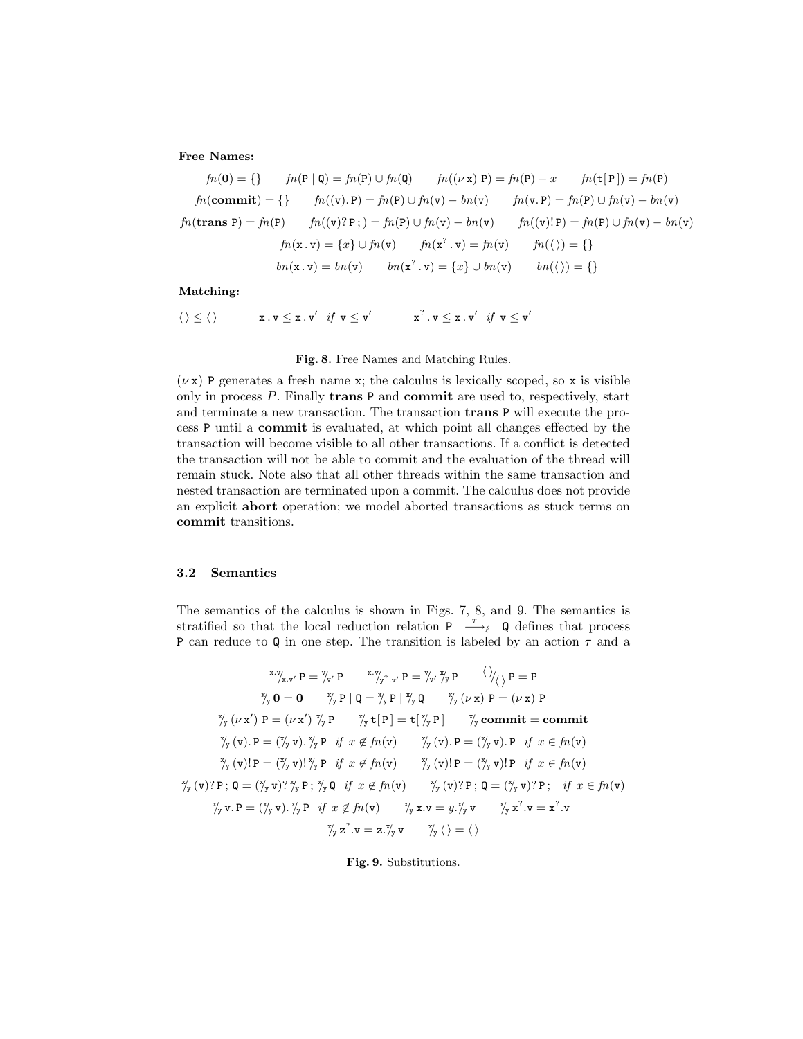**Free Names:**

$$fn(\mathbf{0}) = \{\} \qquad fn(\mathtt{P} \mid \mathtt{Q}) = fn(\mathtt{P}) \cup fn(\mathtt{Q}) \qquad fn((\nu\,\mathtt{x})\ \mathtt{P}) = fn(\mathtt{P}) - x \qquad fn(\mathtt{t}[\,\mathtt{P}\,]) = fn(\mathtt{P})$$

$$fn(\mathbf{commit}) = \{\} \qquad fn((\mathtt{v}).\,\mathtt{P}) = fn(\mathtt{P}) \cup fn(\mathtt{v}) - bn(\mathtt{v}) \qquad fn(\mathtt{v}.\,\mathtt{P}) = fn(\mathtt{P}) \cup fn(\mathtt{v}) - bn(\mathtt{v})$$

$$fn(\mathbf{trans}\ \mathtt{P}) = fn(\mathtt{P}) \qquad fn((\mathtt{v})?\,\mathtt{P}\,;) = fn(\mathtt{P}) \cup fn(\mathtt{v}) - bn(\mathtt{v}) \qquad fn((\mathtt{v})!\,\mathtt{P}) = fn(\mathtt{P}) \cup fn(\mathtt{v}) - bn(\mathtt{v})$$

$$fn(\mathtt{x}\,.\,\mathtt{v}) = \{x\} \cup fn(\mathtt{v}) \qquad fn(\mathtt{x}^?\,.\,\mathtt{v}) = fn(\mathtt{v}) \qquad fn(\langle\,\rangle) = \{\}$$

$$bn(\mathtt{x}\,.\,\mathtt{v}) = bn(\mathtt{v}) \qquad bn(\mathtt{x}^?\,.\,\mathtt{v}) = \{x\} \cup bn(\mathtt{v}) \qquad bn(\langle\,\rangle) = \{\}$$

**Matching:**

$$\langle\,\rangle \leq \langle\,\rangle \qquad \mathtt{x}\,.\,\mathtt{v} \leq \mathtt{x}\,.\,\mathtt{v}' \ \ \textit{if}\ \mathtt{v} \leq \mathtt{v}' \qquad \mathtt{x}^?\,.\,\mathtt{v} \leq \mathtt{x}\,.\,\mathtt{v}' \ \ \textit{if}\ \mathtt{v} \leq \mathtt{v}'$$

**Fig. 8.** Free Names and Matching Rules.

$(\nu\,\mathtt{x})$ P generates a fresh name x; the calculus is lexically scoped, so x is visible only in process $P$. Finally **trans** P and **commit** are used to, respectively, start and terminate a new transaction. The transaction **trans** P will execute the process P until a **commit** is evaluated, at which point all changes effected by the transaction will become visible to all other transactions. If a conflict is detected the transaction will not be able to commit and the evaluation of the thread will remain stuck. Note also that all other threads within the same transaction and nested transaction are terminated upon a commit. The calculus does not provide an explicit **abort** operation; we model aborted transactions as stuck terms on **commit** transitions.

### 3.2 Semantics

The semantics of the calculus is shown in Figs. 7, 8, and 9. The semantics is stratified so that the local reduction relation $\mathtt{P} \xrightarrow{\tau}_{\ell} \mathtt{Q}$ defines that process P can reduce to Q in one step. The transition is labeled by an action $\tau$ and a

$$^{\mathtt{x.v}}/_{\mathtt{x.v}'}\,\mathtt{P} = {}^{\mathtt{v}}/_{\mathtt{v}'}\,\mathtt{P} \qquad ^{\mathtt{x.v}}/_{\mathtt{y}^?.\mathtt{v}'}\,\mathtt{P} = {}^{\mathtt{v}}/_{\mathtt{v}'}\,{}^{\mathtt{x}}/_{\mathtt{y}}\,\mathtt{P} \qquad ^{\langle\,\rangle}/_{\langle\,\rangle}\,\mathtt{P} = \mathtt{P}$$

$$^{\mathtt{x}}/_{\mathtt{y}}\,\mathbf{0} = \mathbf{0} \qquad ^{\mathtt{x}}/_{\mathtt{y}}\,\mathtt{P} \mid \mathtt{Q} = {}^{\mathtt{x}}/_{\mathtt{y}}\,\mathtt{P} \mid {}^{\mathtt{x}}/_{\mathtt{y}}\,\mathtt{Q} \qquad ^{\mathtt{x}}/_{\mathtt{y}}\,(\nu\,\mathtt{x})\ \mathtt{P} = (\nu\,\mathtt{x})\ \mathtt{P}$$

$$^{\mathtt{x}}/_{\mathtt{y}}\,(\nu\,\mathtt{x}')\ \mathtt{P} = (\nu\,\mathtt{x}')\ {}^{\mathtt{x}}/_{\mathtt{y}}\,\mathtt{P} \qquad ^{\mathtt{x}}/_{\mathtt{y}}\,\mathtt{t}[\,\mathtt{P}\,] = \mathtt{t}[\,{}^{\mathtt{x}}/_{\mathtt{y}}\,\mathtt{P}\,] \qquad ^{\mathtt{x}}/_{\mathtt{y}}\,\mathbf{commit} = \mathbf{commit}$$

$$^{\mathtt{x}}/_{\mathtt{y}}\,(\mathtt{v}).\,\mathtt{P} = ({}^{\mathtt{x}}/_{\mathtt{y}}\,\mathtt{v}).\,{}^{\mathtt{x}}/_{\mathtt{y}}\,\mathtt{P} \ \ \textit{if}\ x \notin fn(\mathtt{v}) \qquad ^{\mathtt{x}}/_{\mathtt{y}}\,(\mathtt{v}).\,\mathtt{P} = ({}^{\mathtt{x}}/_{\mathtt{y}}\,\mathtt{v}).\,\mathtt{P} \ \ \textit{if}\ x \in fn(\mathtt{v})$$

$$^{\mathtt{x}}/_{\mathtt{y}}\,(\mathtt{v})!\,\mathtt{P} = ({}^{\mathtt{x}}/_{\mathtt{y}}\,\mathtt{v})!\,{}^{\mathtt{x}}/_{\mathtt{y}}\,\mathtt{P} \ \ \textit{if}\ x \notin fn(\mathtt{v}) \qquad ^{\mathtt{x}}/_{\mathtt{y}}\,(\mathtt{v})!\,\mathtt{P} = ({}^{\mathtt{x}}/_{\mathtt{y}}\,\mathtt{v})!\,\mathtt{P} \ \ \textit{if}\ x \in fn(\mathtt{v})$$

$$^{\mathtt{x}}/_{\mathtt{y}}\,(\mathtt{v})?\,\mathtt{P}\,;\,\mathtt{Q} = ({}^{\mathtt{x}}/_{\mathtt{y}}\,\mathtt{v})?\,{}^{\mathtt{x}}/_{\mathtt{y}}\,\mathtt{P}\,;\,{}^{\mathtt{x}}/_{\mathtt{y}}\,\mathtt{Q} \ \ \textit{if}\ x \notin fn(\mathtt{v}) \qquad ^{\mathtt{x}}/_{\mathtt{y}}\,(\mathtt{v})?\,\mathtt{P}\,;\,\mathtt{Q} = ({}^{\mathtt{x}}/_{\mathtt{y}}\,\mathtt{v})?\,\mathtt{P}\,; \ \ \textit{if}\ x \in fn(\mathtt{v})$$

$$^{\mathtt{x}}/_{\mathtt{y}}\,\mathtt{v}.\,\mathtt{P} = ({}^{\mathtt{x}}/_{\mathtt{y}}\,\mathtt{v}).\,{}^{\mathtt{x}}/_{\mathtt{y}}\,\mathtt{P} \ \ \textit{if}\ x \notin fn(\mathtt{v}) \qquad ^{\mathtt{x}}/_{\mathtt{y}}\,\mathtt{x}.\mathtt{v} = y.{}^{\mathtt{x}}/_{\mathtt{y}}\,\mathtt{v} \qquad ^{\mathtt{x}}/_{\mathtt{y}}\,\mathtt{x}^?.\mathtt{v} = \mathtt{x}^?.\mathtt{v}$$

$$^{\mathtt{x}}/_{\mathtt{y}}\,\mathtt{z}^?.\mathtt{v} = \mathtt{z}.{}^{\mathtt{x}}/_{\mathtt{y}}\,\mathtt{v} \qquad ^{\mathtt{x}}/_{\mathtt{y}}\,\langle\,\rangle = \langle\,\rangle$$

**Fig. 9.** Substitutions.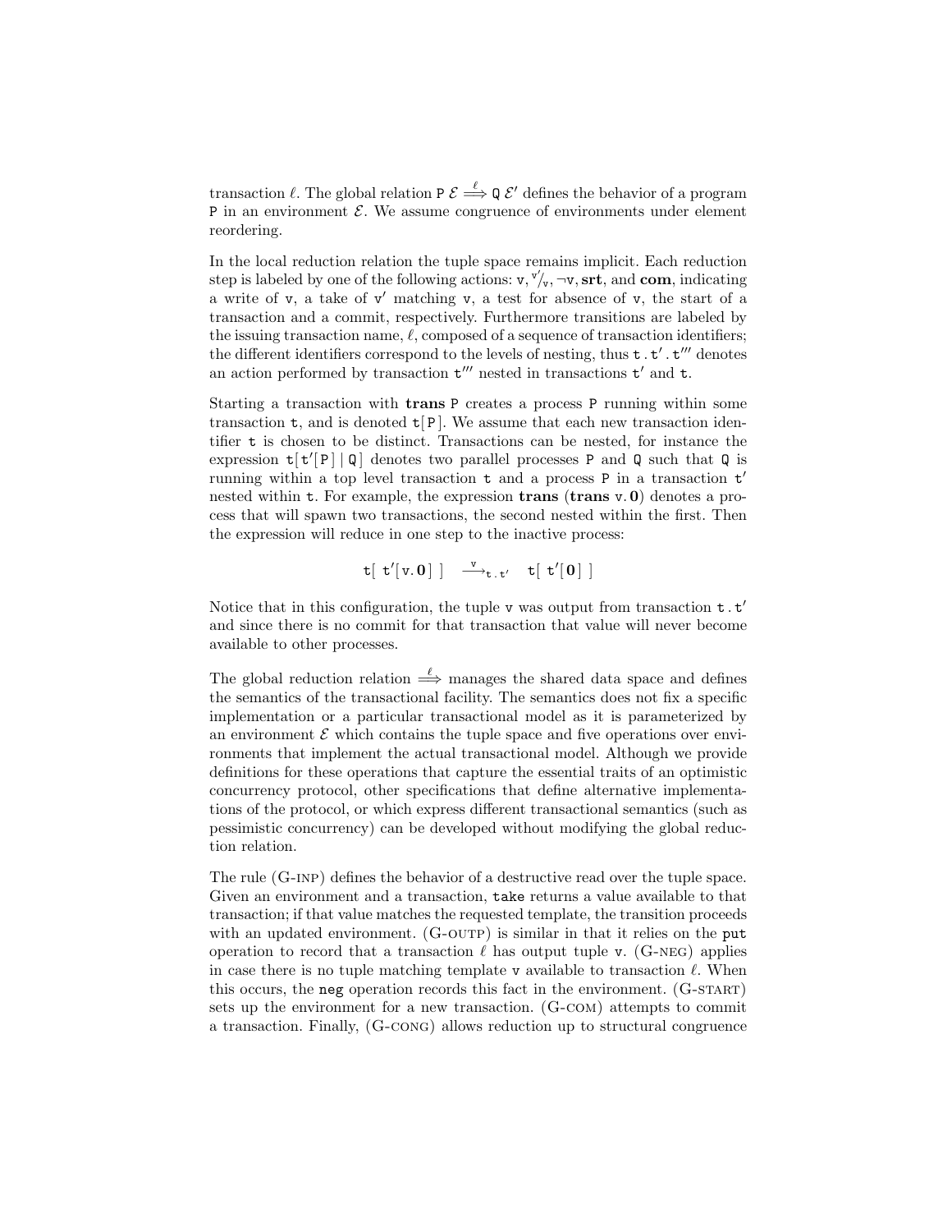transaction $\ell$. The global relation $\mathtt{P}\ \mathcal{E} \overset{\ell}{\Longrightarrow} \mathtt{Q}\ \mathcal{E}'$ defines the behavior of a program P in an environment $\mathcal{E}$. We assume congruence of environments under element reordering.

In the local reduction relation the tuple space remains implicit. Each reduction step is labeled by one of the following actions: $\mathtt{v}, {}^{\mathtt{v}'}\!/_{\mathtt{v}}, \neg\mathtt{v}, \mathbf{srt}$, and $\mathbf{com}$, indicating a write of v, a take of v′ matching v, a test for absence of v, the start of a transaction and a commit, respectively. Furthermore transitions are labeled by the issuing transaction name, $\ell$, composed of a sequence of transaction identifiers; the different identifiers correspond to the levels of nesting, thus $\mathtt{t}\,.\,\mathtt{t}'\,.\,\mathtt{t}'''$ denotes an action performed by transaction $\mathtt{t}'''$ nested in transactions $\mathtt{t}'$ and t.

Starting a transaction with **trans** P creates a process P running within some transaction t, and is denoted $\mathtt{t}[\mathtt{P}]$. We assume that each new transaction identifier t is chosen to be distinct. Transactions can be nested, for instance the expression $\mathtt{t}[\mathtt{t}'[\mathtt{P}] \mid \mathtt{Q}]$ denotes two parallel processes P and Q such that Q is running within a top level transaction t and a process P in a transaction $\mathtt{t}'$ nested within t. For example, the expression **trans** (**trans** $\mathtt{v}.\mathbf{0}$) denotes a process that will spawn two transactions, the second nested within the first. Then the expression will reduce in one step to the inactive process:

$$\mathtt{t}[\ \mathtt{t}'[\mathtt{v}.\mathbf{0}]\ ] \quad \xrightarrow{\mathtt{v}}_{\mathtt{t}\,.\,\mathtt{t}'} \quad \mathtt{t}[\ \mathtt{t}'[\mathbf{0}]\ ]$$

Notice that in this configuration, the tuple v was output from transaction $\mathtt{t}\,.\,\mathtt{t}'$ and since there is no commit for that transaction that value will never become available to other processes.

The global reduction relation $\overset{\ell}{\Longrightarrow}$ manages the shared data space and defines the semantics of the transactional facility. The semantics does not fix a specific implementation or a particular transactional model as it is parameterized by an environment $\mathcal{E}$ which contains the tuple space and five operations over environments that implement the actual transactional model. Although we provide definitions for these operations that capture the essential traits of an optimistic concurrency protocol, other specifications that define alternative implementations of the protocol, or which express different transactional semantics (such as pessimistic concurrency) can be developed without modifying the global reduction relation.

The rule (G-inp) defines the behavior of a destructive read over the tuple space. Given an environment and a transaction, `take` returns a value available to that transaction; if that value matches the requested template, the transition proceeds with an updated environment. (G-outp) is similar in that it relies on the `put` operation to record that a transaction $\ell$ has output tuple v. (G-neg) applies in case there is no tuple matching template v available to transaction $\ell$. When this occurs, the `neg` operation records this fact in the environment. (G-start) sets up the environment for a new transaction. (G-com) attempts to commit a transaction. Finally, (G-cong) allows reduction up to structural congruence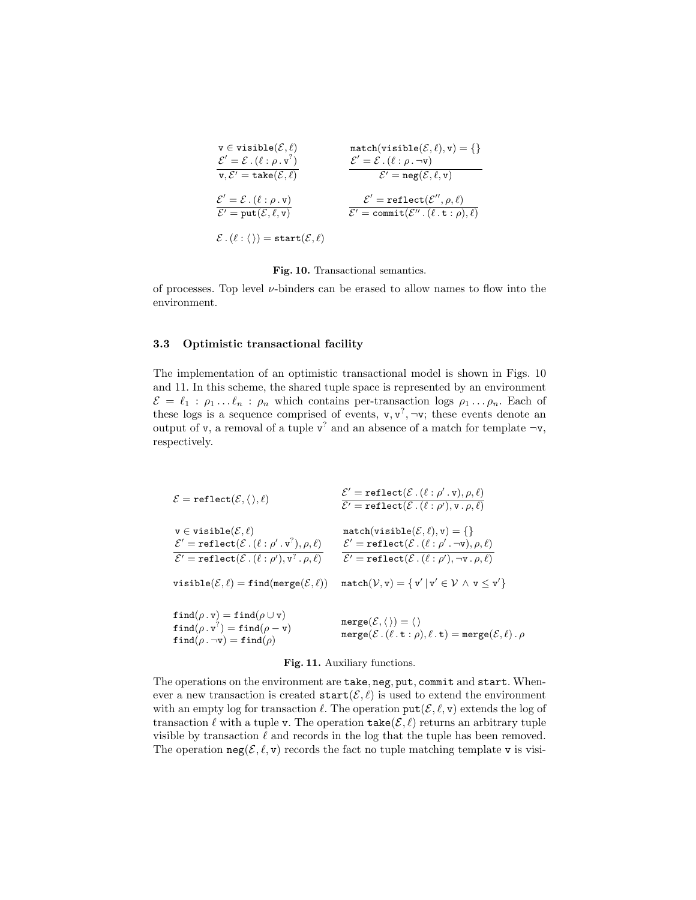$$\frac{\mathtt{v} \in \mathtt{visible}(\mathcal{E}, \ell) \quad \mathcal{E}' = \mathcal{E} \,.\, (\ell : \rho \,.\, \mathtt{v}^{?})}{\mathtt{v}, \mathcal{E}' = \mathtt{take}(\mathcal{E}, \ell)} \qquad \frac{\mathtt{match}(\mathtt{visible}(\mathcal{E}, \ell), \mathtt{v}) = \{\} \quad \mathcal{E}' = \mathcal{E} \,.\, (\ell : \rho \,.\, \neg\mathtt{v})}{\mathcal{E}' = \mathtt{neg}(\mathcal{E}, \ell, \mathtt{v})}$$

$$\frac{\mathcal{E}' = \mathcal{E} \,.\, (\ell : \rho \,.\, \mathtt{v})}{\mathcal{E}' = \mathtt{put}(\mathcal{E}, \ell, \mathtt{v})} \qquad \frac{\mathcal{E}' = \mathtt{reflect}(\mathcal{E}'', \rho, \ell)}{\mathcal{E}' = \mathtt{commit}(\mathcal{E}'' \,.\, (\ell \,.\, \mathtt{t} : \rho), \ell)}$$

$$\mathcal{E} \,.\, (\ell : \langle\,\rangle) = \mathtt{start}(\mathcal{E}, \ell)$$

**Fig. 10.** Transactional semantics.

of processes. Top level $\nu$-binders can be erased to allow names to flow into the environment.

### 3.3 Optimistic transactional facility

The implementation of an optimistic transactional model is shown in Figs. 10 and 11. In this scheme, the shared tuple space is represented by an environment $\mathcal{E} = \ell_1 : \rho_1 \ldots \ell_n : \rho_n$ which contains per-transaction logs $\rho_1 \ldots \rho_n$. Each of these logs is a sequence comprised of events, $\mathtt{v}, \mathtt{v}^{?}, \neg\mathtt{v}$; these events denote an output of $\mathtt{v}$, a removal of a tuple $\mathtt{v}^{?}$ and an absence of a match for template $\neg\mathtt{v}$, respectively.

$$\mathcal{E} = \mathtt{reflect}(\mathcal{E}, \langle\,\rangle, \ell) \qquad \frac{\mathcal{E}' = \mathtt{reflect}(\mathcal{E} \,.\, (\ell : \rho' \,.\, \mathtt{v}), \rho, \ell)}{\mathcal{E}' = \mathtt{reflect}(\mathcal{E} \,.\, (\ell : \rho'), \mathtt{v} \,.\, \rho, \ell)}$$

$$\frac{\mathtt{v} \in \mathtt{visible}(\mathcal{E}, \ell) \quad \mathcal{E}' = \mathtt{reflect}(\mathcal{E} \,.\, (\ell : \rho' \,.\, \mathtt{v}^{?}), \rho, \ell)}{\mathcal{E}' = \mathtt{reflect}(\mathcal{E} \,.\, (\ell : \rho'), \mathtt{v}^{?} \,.\, \rho, \ell)} \qquad \frac{\mathtt{match}(\mathtt{visible}(\mathcal{E}, \ell), \mathtt{v}) = \{\} \quad \mathcal{E}' = \mathtt{reflect}(\mathcal{E} \,.\, (\ell : \rho' \,.\, \neg\mathtt{v}), \rho, \ell)}{\mathcal{E}' = \mathtt{reflect}(\mathcal{E} \,.\, (\ell : \rho'), \neg\mathtt{v} \,.\, \rho, \ell)}$$

$$\mathtt{visible}(\mathcal{E}, \ell) = \mathtt{find}(\mathtt{merge}(\mathcal{E}, \ell)) \qquad \mathtt{match}(\mathcal{V}, \mathtt{v}) = \{\, \mathtt{v}' \mid \mathtt{v}' \in \mathcal{V} \wedge \mathtt{v} \leq \mathtt{v}' \}$$

$$\begin{array}{ll} \mathtt{find}(\rho \,.\, \mathtt{v}) = \mathtt{find}(\rho \cup \mathtt{v}) & \\ \mathtt{find}(\rho \,.\, \mathtt{v}^{?}) = \mathtt{find}(\rho - \mathtt{v}) & \mathtt{merge}(\mathcal{E}, \langle\,\rangle) = \langle\,\rangle \\ \mathtt{find}(\rho \,.\, \neg\mathtt{v}) = \mathtt{find}(\rho) & \mathtt{merge}(\mathcal{E} \,.\, (\ell \,.\, \mathtt{t} : \rho), \ell \,.\, \mathtt{t}) = \mathtt{merge}(\mathcal{E}, \ell) \,.\, \rho \end{array}$$

**Fig. 11.** Auxiliary functions.

The operations on the environment are take, neg, put, commit and start. Whenever a new transaction is created $\mathtt{start}(\mathcal{E}, \ell)$ is used to extend the environment with an empty log for transaction $\ell$. The operation $\mathtt{put}(\mathcal{E}, \ell, \mathtt{v})$ extends the log of transaction $\ell$ with a tuple $\mathtt{v}$. The operation $\mathtt{take}(\mathcal{E}, \ell)$ returns an arbitrary tuple visible by transaction $\ell$ and records in the log that the tuple has been removed. The operation $\mathtt{neg}(\mathcal{E}, \ell, \mathtt{v})$ records the fact no tuple matching template $\mathtt{v}$ is visi-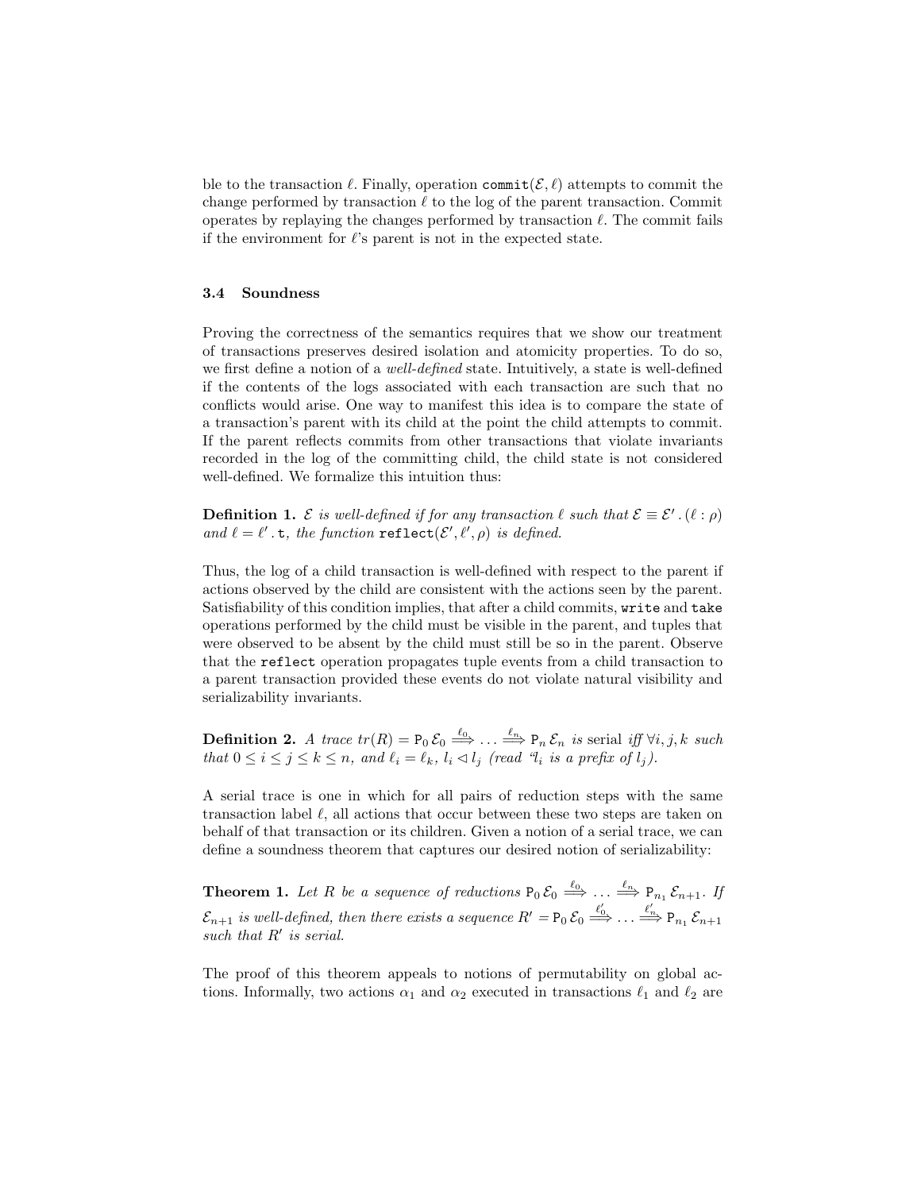ble to the transaction $\ell$. Finally, operation $\texttt{commit}(\mathcal{E}, \ell)$ attempts to commit the change performed by transaction $\ell$ to the log of the parent transaction. Commit operates by replaying the changes performed by transaction $\ell$. The commit fails if the environment for $\ell$'s parent is not in the expected state.

### 3.4 Soundness

Proving the correctness of the semantics requires that we show our treatment of transactions preserves desired isolation and atomicity properties. To do so, we first define a notion of a *well-defined* state. Intuitively, a state is well-defined if the contents of the logs associated with each transaction are such that no conflicts would arise. One way to manifest this idea is to compare the state of a transaction's parent with its child at the point the child attempts to commit. If the parent reflects commits from other transactions that violate invariants recorded in the log of the committing child, the child state is not considered well-defined. We formalize this intuition thus:

**Definition 1.** *$\mathcal{E}$ is well-defined if for any transaction $\ell$ such that $\mathcal{E} \equiv \mathcal{E}' . (\ell : \rho)$ and $\ell = \ell' . \texttt{t}$, the function $\texttt{reflect}(\mathcal{E}', \ell', \rho)$ is defined.*

Thus, the log of a child transaction is well-defined with respect to the parent if actions observed by the child are consistent with the actions seen by the parent. Satisfiability of this condition implies, that after a child commits, `write` and `take` operations performed by the child must be visible in the parent, and tuples that were observed to be absent by the child must still be so in the parent. Observe that the `reflect` operation propagates tuple events from a child transaction to a parent transaction provided these events do not violate natural visibility and serializability invariants.

**Definition 2.** *A trace $tr(R) = \texttt{P}_0\, \mathcal{E}_0 \stackrel{\ell_0}{\Longrightarrow} \ldots \stackrel{\ell_n}{\Longrightarrow} \texttt{P}_n\, \mathcal{E}_n$ is* serial *iff $\forall i, j, k$ such that $0 \le i \le j \le k \le n$, and $\ell_i = \ell_k$, $l_i \lhd l_j$ (read "$l_i$ is a prefix of $l_j$).*

A serial trace is one in which for all pairs of reduction steps with the same transaction label $\ell$, all actions that occur between these two steps are taken on behalf of that transaction or its children. Given a notion of a serial trace, we can define a soundness theorem that captures our desired notion of serializability:

**Theorem 1.** *Let $R$ be a sequence of reductions $\texttt{P}_0\, \mathcal{E}_0 \stackrel{\ell_0}{\Longrightarrow} \ldots \stackrel{\ell_n}{\Longrightarrow} \texttt{P}_{n_1}\, \mathcal{E}_{n+1}$. If $\mathcal{E}_{n+1}$ is well-defined, then there exists a sequence $R' = \texttt{P}_0\, \mathcal{E}_0 \stackrel{\ell'_0}{\Longrightarrow} \ldots \stackrel{\ell'_n}{\Longrightarrow} \texttt{P}_{n_1}\, \mathcal{E}_{n+1}$ such that $R'$ is serial.*

The proof of this theorem appeals to notions of permutability on global actions. Informally, two actions $\alpha_1$ and $\alpha_2$ executed in transactions $\ell_1$ and $\ell_2$ are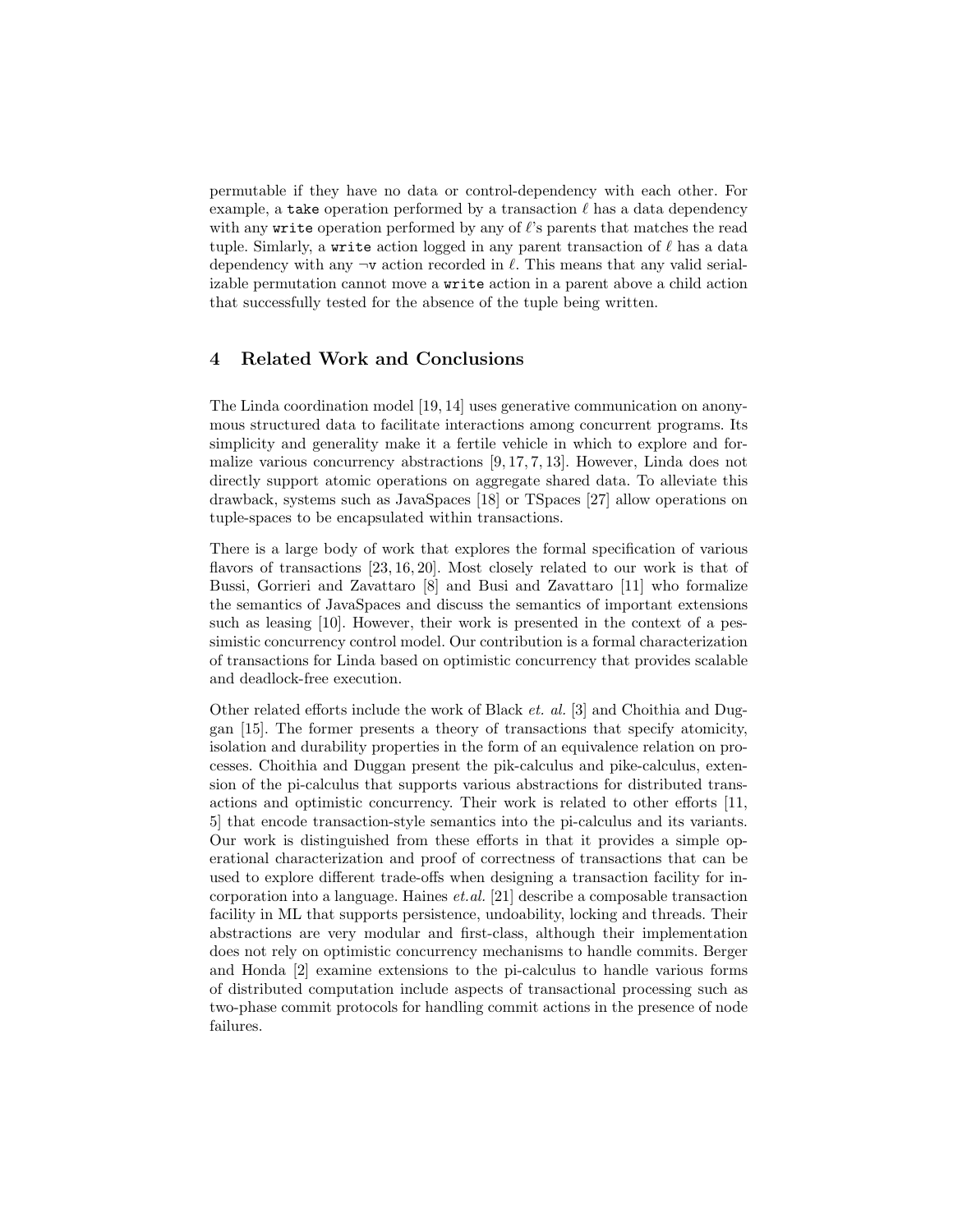permutable if they have no data or control-dependency with each other. For example, a `take` operation performed by a transaction $\ell$ has a data dependency with any `write` operation performed by any of $\ell$'s parents that matches the read tuple. Simlarly, a `write` action logged in any parent transaction of $\ell$ has a data dependency with any $\neg$`v` action recorded in $\ell$. This means that any valid serializable permutation cannot move a `write` action in a parent above a child action that successfully tested for the absence of the tuple being written.

## 4 Related Work and Conclusions

The Linda coordination model [19, 14] uses generative communication on anonymous structured data to facilitate interactions among concurrent programs. Its simplicity and generality make it a fertile vehicle in which to explore and formalize various concurrency abstractions [9, 17, 7, 13]. However, Linda does not directly support atomic operations on aggregate shared data. To alleviate this drawback, systems such as JavaSpaces [18] or TSpaces [27] allow operations on tuple-spaces to be encapsulated within transactions.

There is a large body of work that explores the formal specification of various flavors of transactions [23, 16, 20]. Most closely related to our work is that of Bussi, Gorrieri and Zavattaro [8] and Busi and Zavattaro [11] who formalize the semantics of JavaSpaces and discuss the semantics of important extensions such as leasing [10]. However, their work is presented in the context of a pessimistic concurrency control model. Our contribution is a formal characterization of transactions for Linda based on optimistic concurrency that provides scalable and deadlock-free execution.

Other related efforts include the work of Black *et. al.* [3] and Choithia and Duggan [15]. The former presents a theory of transactions that specify atomicity, isolation and durability properties in the form of an equivalence relation on processes. Choithia and Duggan present the pik-calculus and pike-calculus, extension of the pi-calculus that supports various abstractions for distributed transactions and optimistic concurrency. Their work is related to other efforts [11, 5] that encode transaction-style semantics into the pi-calculus and its variants. Our work is distinguished from these efforts in that it provides a simple operational characterization and proof of correctness of transactions that can be used to explore different trade-offs when designing a transaction facility for incorporation into a language. Haines *et.al.* [21] describe a composable transaction facility in ML that supports persistence, undoability, locking and threads. Their abstractions are very modular and first-class, although their implementation does not rely on optimistic concurrency mechanisms to handle commits. Berger and Honda [2] examine extensions to the pi-calculus to handle various forms of distributed computation include aspects of transactional processing such as two-phase commit protocols for handling commit actions in the presence of node failures.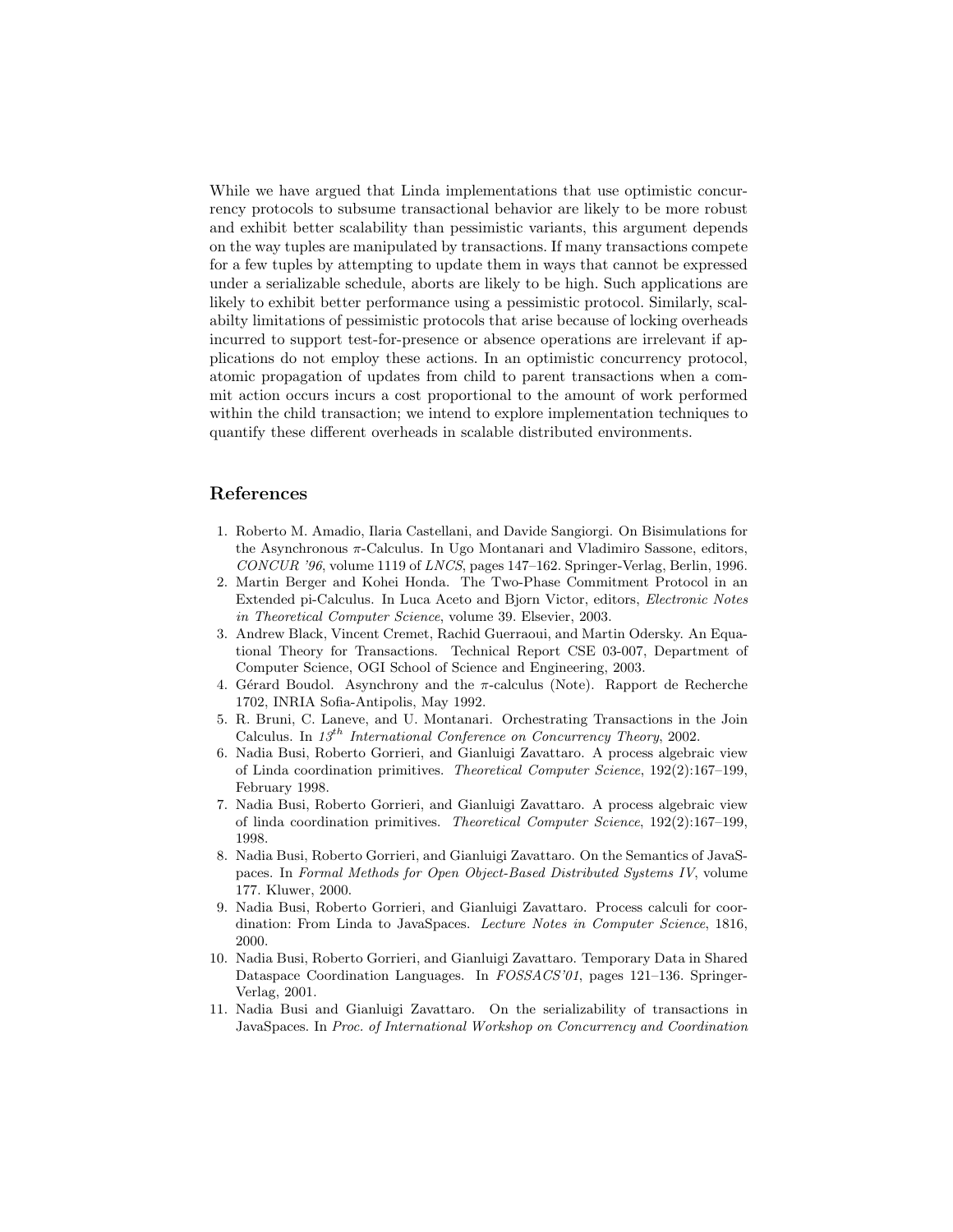While we have argued that Linda implementations that use optimistic concurrency protocols to subsume transactional behavior are likely to be more robust and exhibit better scalability than pessimistic variants, this argument depends on the way tuples are manipulated by transactions. If many transactions compete for a few tuples by attempting to update them in ways that cannot be expressed under a serializable schedule, aborts are likely to be high. Such applications are likely to exhibit better performance using a pessimistic protocol. Similarly, scalabilty limitations of pessimistic protocols that arise because of locking overheads incurred to support test-for-presence or absence operations are irrelevant if applications do not employ these actions. In an optimistic concurrency protocol, atomic propagation of updates from child to parent transactions when a commit action occurs incurs a cost proportional to the amount of work performed within the child transaction; we intend to explore implementation techniques to quantify these different overheads in scalable distributed environments.

## References

1. Roberto M. Amadio, Ilaria Castellani, and Davide Sangiorgi. On Bisimulations for the Asynchronous $\pi$-Calculus. In Ugo Montanari and Vladimiro Sassone, editors, *CONCUR '96*, volume 1119 of *LNCS*, pages 147–162. Springer-Verlag, Berlin, 1996.
2. Martin Berger and Kohei Honda. The Two-Phase Commitment Protocol in an Extended pi-Calculus. In Luca Aceto and Bjorn Victor, editors, *Electronic Notes in Theoretical Computer Science*, volume 39. Elsevier, 2003.
3. Andrew Black, Vincent Cremet, Rachid Guerraoui, and Martin Odersky. An Equational Theory for Transactions. Technical Report CSE 03-007, Department of Computer Science, OGI School of Science and Engineering, 2003.
4. Gérard Boudol. Asynchrony and the $\pi$-calculus (Note). Rapport de Recherche 1702, INRIA Sofia-Antipolis, May 1992.
5. R. Bruni, C. Laneve, and U. Montanari. Orchestrating Transactions in the Join Calculus. In *13th International Conference on Concurrency Theory*, 2002.
6. Nadia Busi, Roberto Gorrieri, and Gianluigi Zavattaro. A process algebraic view of Linda coordination primitives. *Theoretical Computer Science*, 192(2):167–199, February 1998.
7. Nadia Busi, Roberto Gorrieri, and Gianluigi Zavattaro. A process algebraic view of linda coordination primitives. *Theoretical Computer Science*, 192(2):167–199, 1998.
8. Nadia Busi, Roberto Gorrieri, and Gianluigi Zavattaro. On the Semantics of JavaSpaces. In *Formal Methods for Open Object-Based Distributed Systems IV*, volume 177. Kluwer, 2000.
9. Nadia Busi, Roberto Gorrieri, and Gianluigi Zavattaro. Process calculi for coordination: From Linda to JavaSpaces. *Lecture Notes in Computer Science*, 1816, 2000.
10. Nadia Busi, Roberto Gorrieri, and Gianluigi Zavattaro. Temporary Data in Shared Dataspace Coordination Languages. In *FOSSACS'01*, pages 121–136. Springer-Verlag, 2001.
11. Nadia Busi and Gianluigi Zavattaro. On the serializability of transactions in JavaSpaces. In *Proc. of International Workshop on Concurrency and Coordination*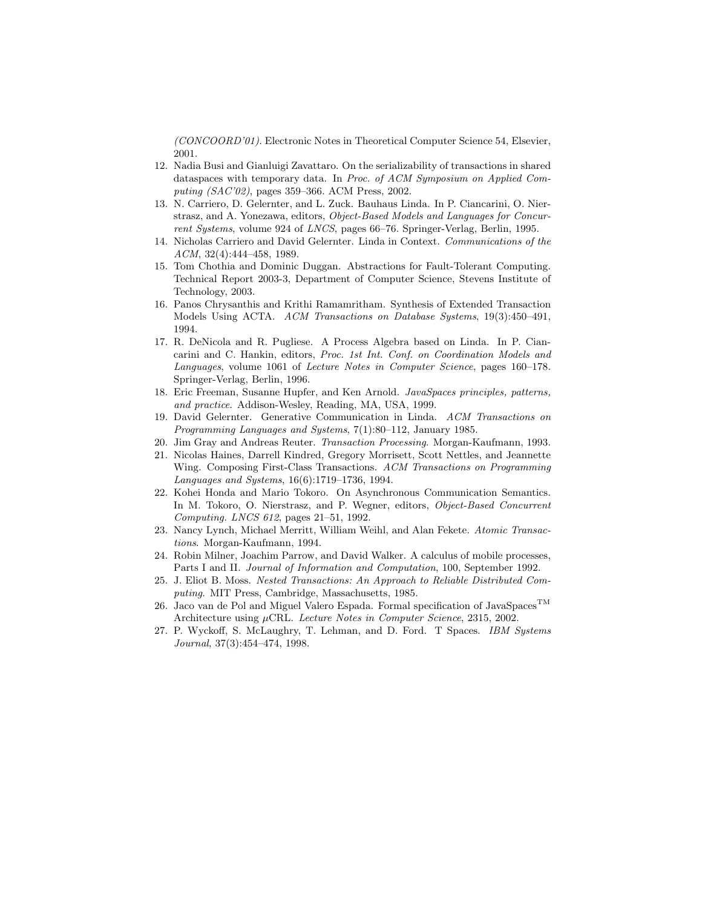(*CONCOORD'01)*. Electronic Notes in Theoretical Computer Science 54, Elsevier, 2001.

12. Nadia Busi and Gianluigi Zavattaro. On the serializability of transactions in shared dataspaces with temporary data. In *Proc. of ACM Symposium on Applied Computing (SAC'02)*, pages 359–366. ACM Press, 2002.
13. N. Carriero, D. Gelernter, and L. Zuck. Bauhaus Linda. In P. Ciancarini, O. Nierstrasz, and A. Yonezawa, editors, *Object-Based Models and Languages for Concurrent Systems*, volume 924 of *LNCS*, pages 66–76. Springer-Verlag, Berlin, 1995.
14. Nicholas Carriero and David Gelernter. Linda in Context. *Communications of the ACM*, 32(4):444–458, 1989.
15. Tom Chothia and Dominic Duggan. Abstractions for Fault-Tolerant Computing. Technical Report 2003-3, Department of Computer Science, Stevens Institute of Technology, 2003.
16. Panos Chrysanthis and Krithi Ramamritham. Synthesis of Extended Transaction Models Using ACTA. *ACM Transactions on Database Systems*, 19(3):450–491, 1994.
17. R. DeNicola and R. Pugliese. A Process Algebra based on Linda. In P. Ciancarini and C. Hankin, editors, *Proc. 1st Int. Conf. on Coordination Models and Languages*, volume 1061 of *Lecture Notes in Computer Science*, pages 160–178. Springer-Verlag, Berlin, 1996.
18. Eric Freeman, Susanne Hupfer, and Ken Arnold. *JavaSpaces principles, patterns, and practice*. Addison-Wesley, Reading, MA, USA, 1999.
19. David Gelernter. Generative Communication in Linda. *ACM Transactions on Programming Languages and Systems*, 7(1):80–112, January 1985.
20. Jim Gray and Andreas Reuter. *Transaction Processing*. Morgan-Kaufmann, 1993.
21. Nicolas Haines, Darrell Kindred, Gregory Morrisett, Scott Nettles, and Jeannette Wing. Composing First-Class Transactions. *ACM Transactions on Programming Languages and Systems*, 16(6):1719–1736, 1994.
22. Kohei Honda and Mario Tokoro. On Asynchronous Communication Semantics. In M. Tokoro, O. Nierstrasz, and P. Wegner, editors, *Object-Based Concurrent Computing. LNCS 612*, pages 21–51, 1992.
23. Nancy Lynch, Michael Merritt, William Weihl, and Alan Fekete. *Atomic Transactions*. Morgan-Kaufmann, 1994.
24. Robin Milner, Joachim Parrow, and David Walker. A calculus of mobile processes, Parts I and II. *Journal of Information and Computation*, 100, September 1992.
25. J. Eliot B. Moss. *Nested Transactions: An Approach to Reliable Distributed Computing*. MIT Press, Cambridge, Massachusetts, 1985.
26. Jaco van de Pol and Miguel Valero Espada. Formal specification of JavaSpaces$^{TM}$ Architecture using $\mu$CRL. *Lecture Notes in Computer Science*, 2315, 2002.
27. P. Wyckoff, S. McLaughry, T. Lehman, and D. Ford. T Spaces. *IBM Systems Journal*, 37(3):454–474, 1998.